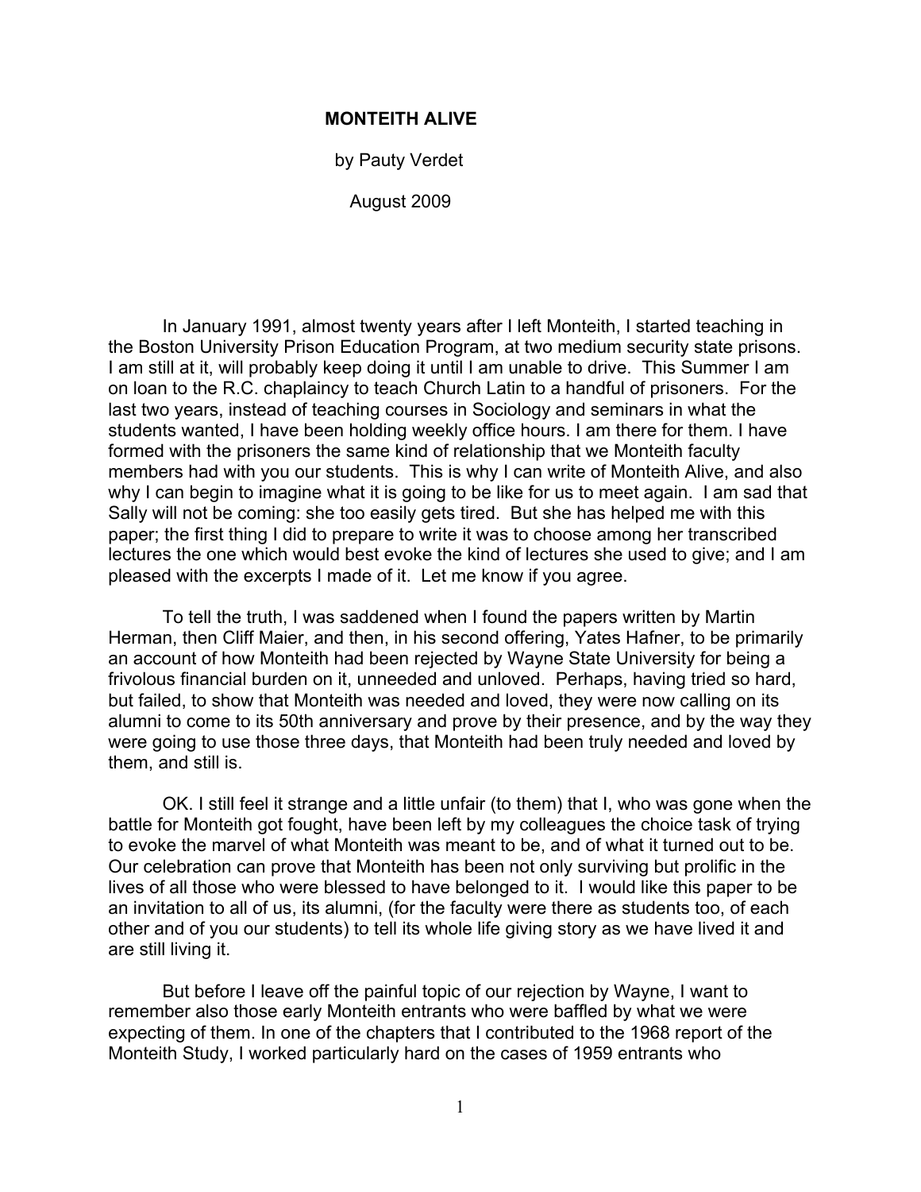# MONTEITH ALIVE

by Pauty Verdet

August 2009

In January 1991, almost twenty years after I left Monteith, I started teaching in the Boston University Prison Education Program, at two medium security state prisons. I am still at it, will probably keep doing it until I am unable to drive. This Summer I am on loan to the R.C. chaplaincy to teach Church Latin to a handful of prisoners. For the last two years, instead of teaching courses in Sociology and seminars in what the students wanted, I have been holding weekly office hours. I am there for them. I have formed with the prisoners the same kind of relationship that we Monteith faculty members had with you our students. This is why I can write of Monteith Alive, and also why I can begin to imagine what it is going to be like for us to meet again. I am sad that Sally will not be coming: she too easily gets tired. But she has helped me with this paper; the first thing I did to prepare to write it was to choose among her transcribed lectures the one which would best evoke the kind of lectures she used to give; and I am pleased with the excerpts I made of it. Let me know if you agree.

To tell the truth, I was saddened when I found the papers written by Martin Herman, then Cliff Maier, and then, in his second offering, Yates Hafner, to be primarily an account of how Monteith had been rejected by Wayne State University for being a frivolous financial burden on it, unneeded and unloved. Perhaps, having tried so hard, but failed, to show that Monteith was needed and loved, they were now calling on its alumni to come to its 50th anniversary and prove by their presence, and by the way they were going to use those three days, that Monteith had been truly needed and loved by them, and still is.

OK. I still feel it strange and a little unfair (to them) that I, who was gone when the battle for Monteith got fought, have been left by my colleagues the choice task of trying to evoke the marvel of what Monteith was meant to be, and of what it turned out to be. Our celebration can prove that Monteith has been not only surviving but prolific in the lives of all those who were blessed to have belonged to it. I would like this paper to be an invitation to all of us, its alumni, (for the faculty were there as students too, of each other and of you our students) to tell its whole life giving story as we have lived it and are still living it.

But before I leave off the painful topic of our rejection by Wayne, I want to remember also those early Monteith entrants who were baffled by what we were expecting of them. In one of the chapters that I contributed to the 1968 report of the Monteith Study, I worked particularly hard on the cases of 1959 entrants who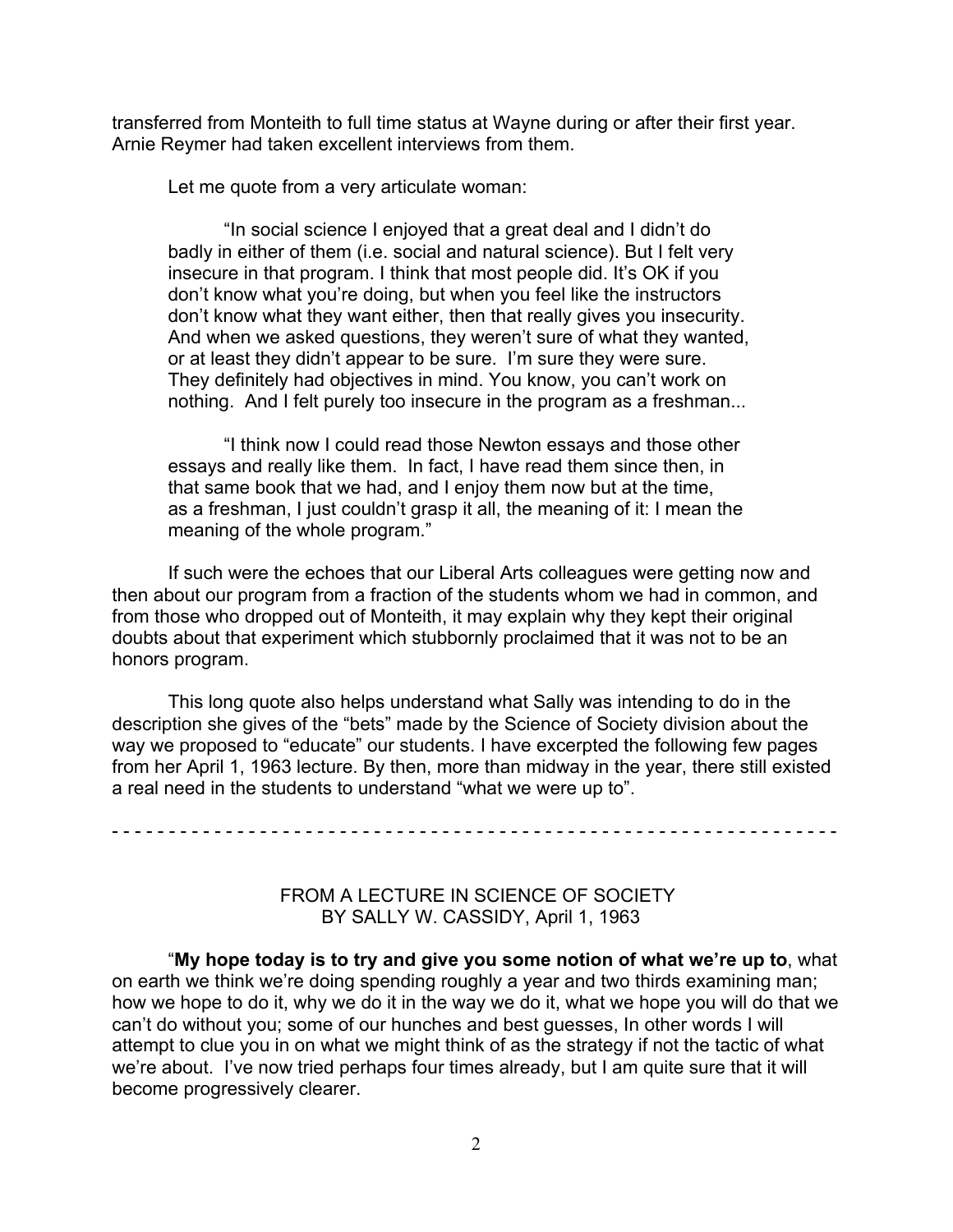transferred from Monteith to full time status at Wayne during or after their first year. Arnie Reymer had taken excellent interviews from them.

Let me quote from a very articulate woman:

> "In social science I enjoyed that a great deal and I didn't do badly in either of them (i.e. social and natural science). But I felt very insecure in that program. I think that most people did. It's OK if you don't know what you're doing, but when you feel like the instructors don't know what they want either, then that really gives you insecurity. And when we asked questions, they weren't sure of what they wanted, or at least they didn't appear to be sure. I'm sure they were sure. They definitely had objectives in mind. You know, you can't work on nothing. And I felt purely too insecure in the program as a freshman...
>
> "I think now I could read those Newton essays and those other essays and really like them. In fact, I have read them since then, in that same book that we had, and I enjoy them now but at the time, as a freshman, I just couldn't grasp it all, the meaning of it: I mean the meaning of the whole program."

If such were the echoes that our Liberal Arts colleagues were getting now and then about our program from a fraction of the students whom we had in common, and from those who dropped out of Monteith, it may explain why they kept their original doubts about that experiment which stubbornly proclaimed that it was not to be an honors program.

This long quote also helps understand what Sally was intending to do in the description she gives of the "bets" made by the Science of Society division about the way we proposed to "educate" our students. I have excerpted the following few pages from her April 1, 1963 lecture. By then, more than midway in the year, there still existed a real need in the students to understand "what we were up to".

- - - - - - - - - - - - - - - - - - - - - - - - - - - - - - - - - - - - - - - - - - - - - - - - - - - - - - - - - - - - - - -

FROM A LECTURE IN SCIENCE OF SOCIETY
BY SALLY W. CASSIDY, April 1, 1963

"**My hope today is to try and give you some notion of what we're up to**, what on earth we think we're doing spending roughly a year and two thirds examining man; how we hope to do it, why we do it in the way we do it, what we hope you will do that we can't do without you; some of our hunches and best guesses, In other words I will attempt to clue you in on what we might think of as the strategy if not the tactic of what we're about. I've now tried perhaps four times already, but I am quite sure that it will become progressively clearer.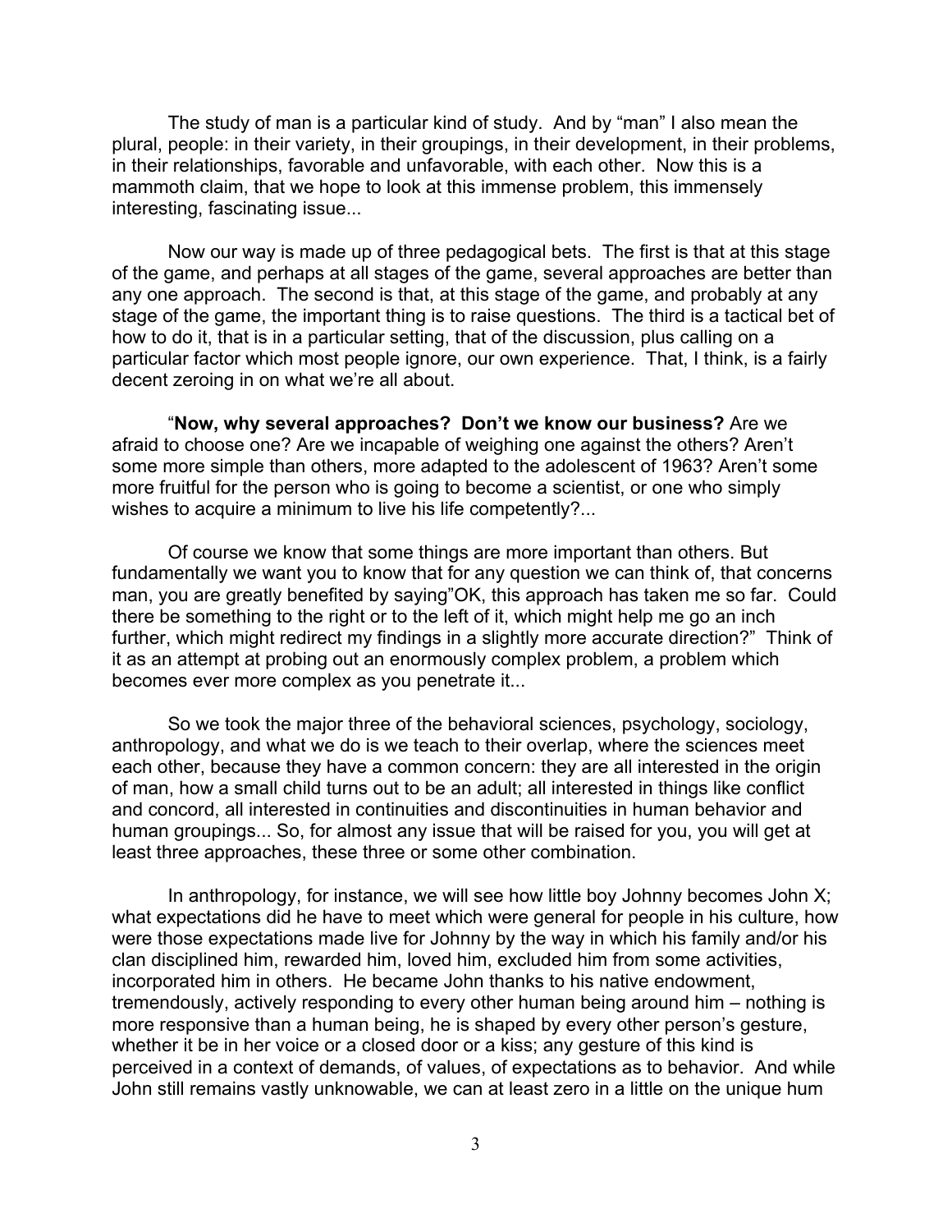The study of man is a particular kind of study. And by "man" I also mean the plural, people: in their variety, in their groupings, in their development, in their problems, in their relationships, favorable and unfavorable, with each other. Now this is a mammoth claim, that we hope to look at this immense problem, this immensely interesting, fascinating issue...

Now our way is made up of three pedagogical bets. The first is that at this stage of the game, and perhaps at all stages of the game, several approaches are better than any one approach. The second is that, at this stage of the game, and probably at any stage of the game, the important thing is to raise questions. The third is a tactical bet of how to do it, that is in a particular setting, that of the discussion, plus calling on a particular factor which most people ignore, our own experience. That, I think, is a fairly decent zeroing in on what we're all about.

"**Now, why several approaches? Don't we know our business?** Are we afraid to choose one? Are we incapable of weighing one against the others? Aren't some more simple than others, more adapted to the adolescent of 1963? Aren't some more fruitful for the person who is going to become a scientist, or one who simply wishes to acquire a minimum to live his life competently?...

Of course we know that some things are more important than others. But fundamentally we want you to know that for any question we can think of, that concerns man, you are greatly benefited by saying"OK, this approach has taken me so far. Could there be something to the right or to the left of it, which might help me go an inch further, which might redirect my findings in a slightly more accurate direction?" Think of it as an attempt at probing out an enormously complex problem, a problem which becomes ever more complex as you penetrate it...

So we took the major three of the behavioral sciences, psychology, sociology, anthropology, and what we do is we teach to their overlap, where the sciences meet each other, because they have a common concern: they are all interested in the origin of man, how a small child turns out to be an adult; all interested in things like conflict and concord, all interested in continuities and discontinuities in human behavior and human groupings... So, for almost any issue that will be raised for you, you will get at least three approaches, these three or some other combination.

In anthropology, for instance, we will see how little boy Johnny becomes John X; what expectations did he have to meet which were general for people in his culture, how were those expectations made live for Johnny by the way in which his family and/or his clan disciplined him, rewarded him, loved him, excluded him from some activities, incorporated him in others. He became John thanks to his native endowment, tremendously, actively responding to every other human being around him – nothing is more responsive than a human being, he is shaped by every other person's gesture, whether it be in her voice or a closed door or a kiss; any gesture of this kind is perceived in a context of demands, of values, of expectations as to behavior. And while John still remains vastly unknowable, we can at least zero in a little on the unique hum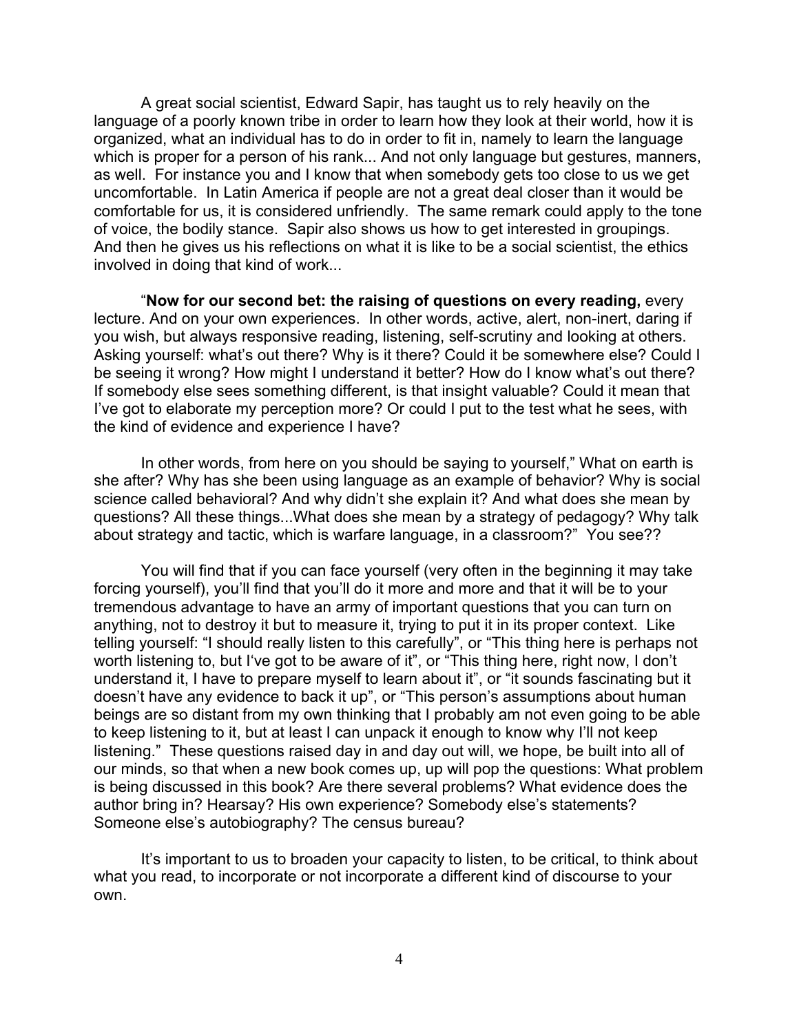A great social scientist, Edward Sapir, has taught us to rely heavily on the language of a poorly known tribe in order to learn how they look at their world, how it is organized, what an individual has to do in order to fit in, namely to learn the language which is proper for a person of his rank... And not only language but gestures, manners, as well. For instance you and I know that when somebody gets too close to us we get uncomfortable. In Latin America if people are not a great deal closer than it would be comfortable for us, it is considered unfriendly. The same remark could apply to the tone of voice, the bodily stance. Sapir also shows us how to get interested in groupings. And then he gives us his reflections on what it is like to be a social scientist, the ethics involved in doing that kind of work...

"**Now for our second bet: the raising of questions on every reading,** every lecture. And on your own experiences. In other words, active, alert, non-inert, daring if you wish, but always responsive reading, listening, self-scrutiny and looking at others. Asking yourself: what's out there? Why is it there? Could it be somewhere else? Could I be seeing it wrong? How might I understand it better? How do I know what's out there? If somebody else sees something different, is that insight valuable? Could it mean that I've got to elaborate my perception more? Or could I put to the test what he sees, with the kind of evidence and experience I have?

In other words, from here on you should be saying to yourself," What on earth is she after? Why has she been using language as an example of behavior? Why is social science called behavioral? And why didn't she explain it? And what does she mean by questions? All these things...What does she mean by a strategy of pedagogy? Why talk about strategy and tactic, which is warfare language, in a classroom?" You see??

You will find that if you can face yourself (very often in the beginning it may take forcing yourself), you'll find that you'll do it more and more and that it will be to your tremendous advantage to have an army of important questions that you can turn on anything, not to destroy it but to measure it, trying to put it in its proper context. Like telling yourself: "I should really listen to this carefully", or "This thing here is perhaps not worth listening to, but I've got to be aware of it", or "This thing here, right now, I don't understand it, I have to prepare myself to learn about it", or "it sounds fascinating but it doesn't have any evidence to back it up", or "This person's assumptions about human beings are so distant from my own thinking that I probably am not even going to be able to keep listening to it, but at least I can unpack it enough to know why I'll not keep listening." These questions raised day in and day out will, we hope, be built into all of our minds, so that when a new book comes up, up will pop the questions: What problem is being discussed in this book? Are there several problems? What evidence does the author bring in? Hearsay? His own experience? Somebody else's statements? Someone else's autobiography? The census bureau?

It's important to us to broaden your capacity to listen, to be critical, to think about what you read, to incorporate or not incorporate a different kind of discourse to your own.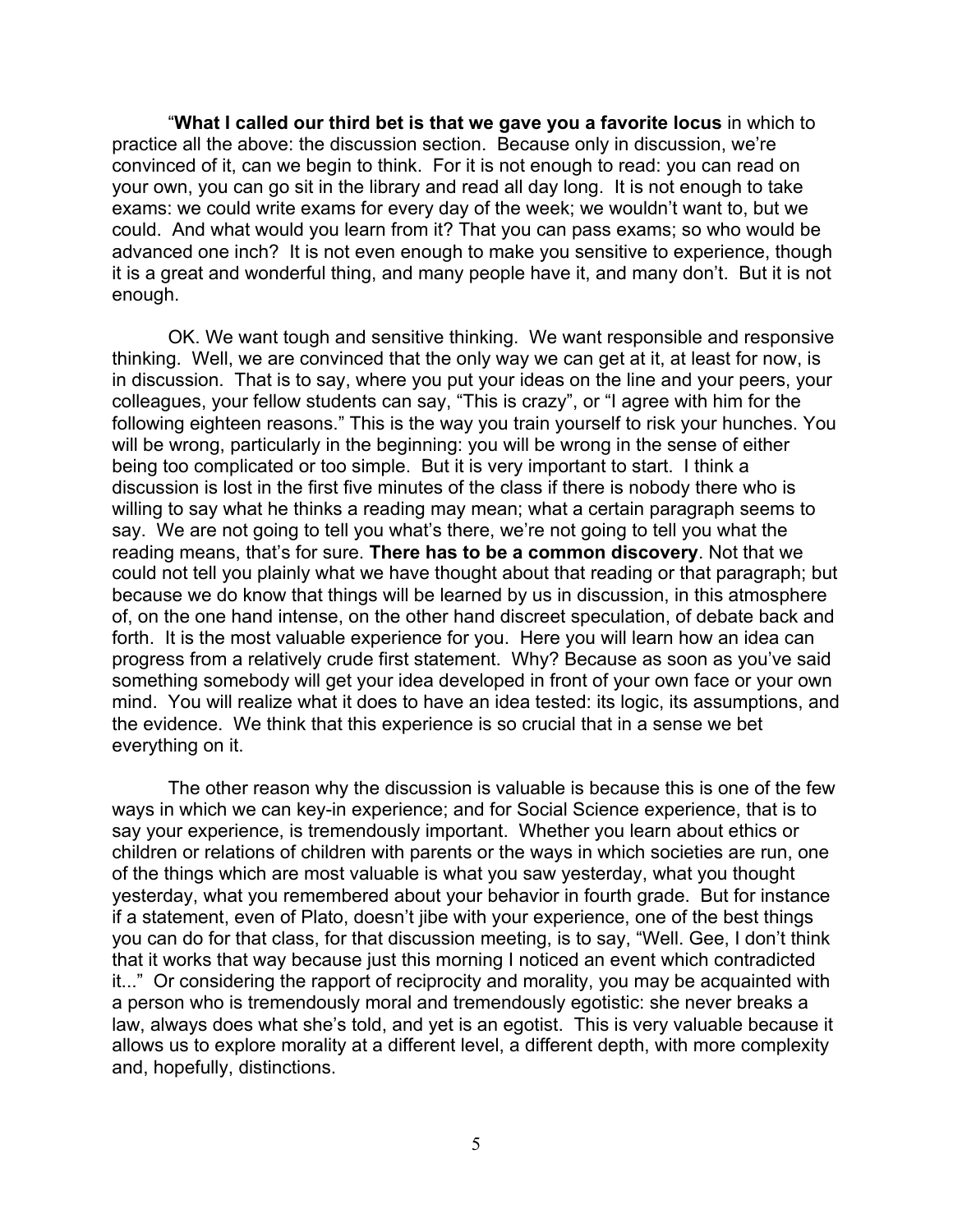“**What I called our third bet is that we gave you a favorite locus** in which to practice all the above: the discussion section. Because only in discussion, we’re convinced of it, can we begin to think. For it is not enough to read: you can read on your own, you can go sit in the library and read all day long. It is not enough to take exams: we could write exams for every day of the week; we wouldn’t want to, but we could. And what would you learn from it? That you can pass exams; so who would be advanced one inch? It is not even enough to make you sensitive to experience, though it is a great and wonderful thing, and many people have it, and many don’t. But it is not enough.

OK. We want tough and sensitive thinking. We want responsible and responsive thinking. Well, we are convinced that the only way we can get at it, at least for now, is in discussion. That is to say, where you put your ideas on the line and your peers, your colleagues, your fellow students can say, “This is crazy”, or “I agree with him for the following eighteen reasons.” This is the way you train yourself to risk your hunches. You will be wrong, particularly in the beginning: you will be wrong in the sense of either being too complicated or too simple. But it is very important to start. I think a discussion is lost in the first five minutes of the class if there is nobody there who is willing to say what he thinks a reading may mean; what a certain paragraph seems to say. We are not going to tell you what’s there, we’re not going to tell you what the reading means, that’s for sure. **There has to be a common discovery**. Not that we could not tell you plainly what we have thought about that reading or that paragraph; but because we do know that things will be learned by us in discussion, in this atmosphere of, on the one hand intense, on the other hand discreet speculation, of debate back and forth. It is the most valuable experience for you. Here you will learn how an idea can progress from a relatively crude first statement. Why? Because as soon as you’ve said something somebody will get your idea developed in front of your own face or your own mind. You will realize what it does to have an idea tested: its logic, its assumptions, and the evidence. We think that this experience is so crucial that in a sense we bet everything on it.

The other reason why the discussion is valuable is because this is one of the few ways in which we can key-in experience; and for Social Science experience, that is to say your experience, is tremendously important. Whether you learn about ethics or children or relations of children with parents or the ways in which societies are run, one of the things which are most valuable is what you saw yesterday, what you thought yesterday, what you remembered about your behavior in fourth grade. But for instance if a statement, even of Plato, doesn’t jibe with your experience, one of the best things you can do for that class, for that discussion meeting, is to say, “Well. Gee, I don’t think that it works that way because just this morning I noticed an event which contradicted it...” Or considering the rapport of reciprocity and morality, you may be acquainted with a person who is tremendously moral and tremendously egotistic: she never breaks a law, always does what she’s told, and yet is an egotist. This is very valuable because it allows us to explore morality at a different level, a different depth, with more complexity and, hopefully, distinctions.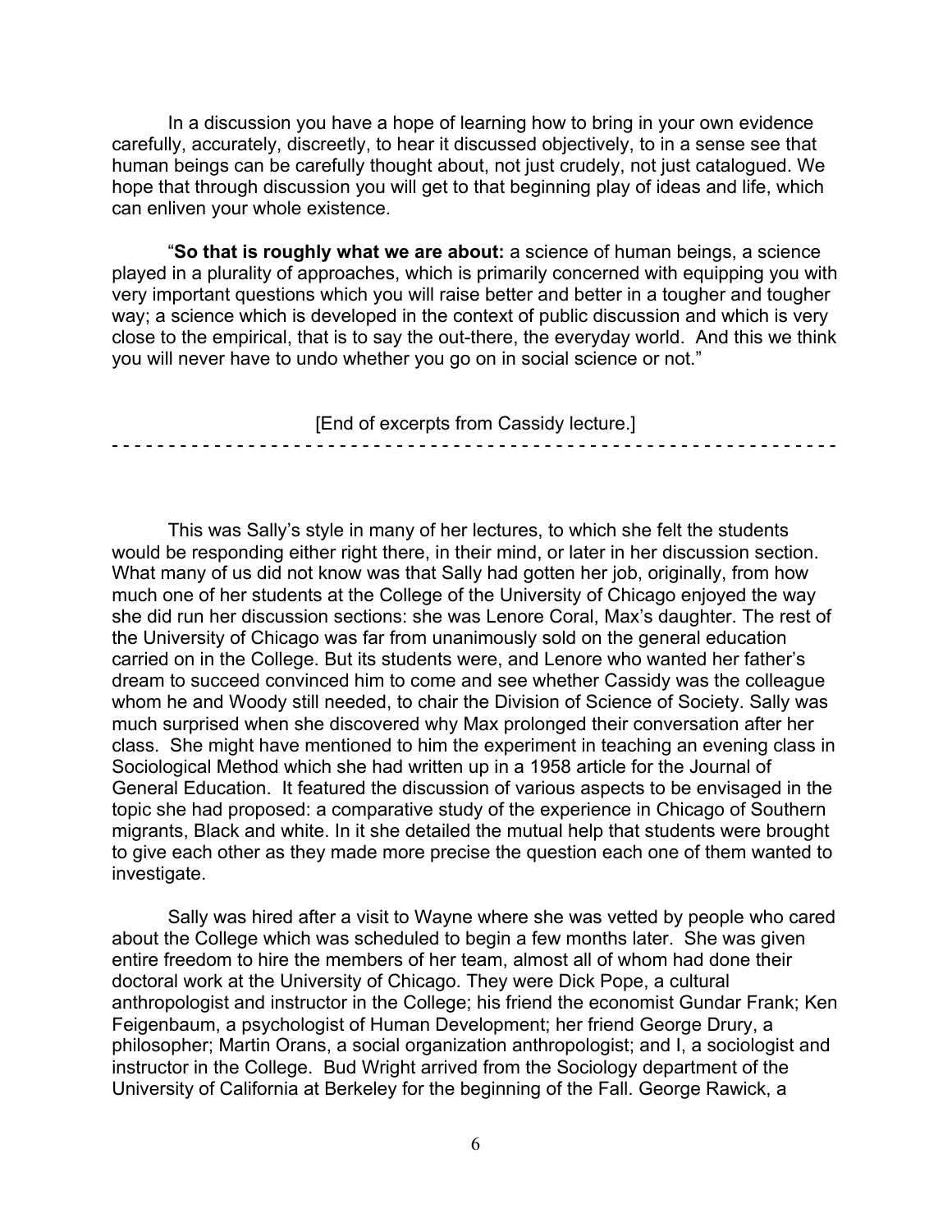In a discussion you have a hope of learning how to bring in your own evidence carefully, accurately, discreetly, to hear it discussed objectively, to in a sense see that human beings can be carefully thought about, not just crudely, not just catalogued. We hope that through discussion you will get to that beginning play of ideas and life, which can enliven your whole existence.

"**So that is roughly what we are about:** a science of human beings, a science played in a plurality of approaches, which is primarily concerned with equipping you with very important questions which you will raise better and better in a tougher and tougher way; a science which is developed in the context of public discussion and which is very close to the empirical, that is to say the out-there, the everyday world. And this we think you will never have to undo whether you go on in social science or not."

[End of excerpts from Cassidy lecture.]

- - - - - - - - - - - - - - - - - - - - - - - - - - - - - - - - - - - - - - - - - - - - - - - - - - - - - - - - - - - - - - -

This was Sally's style in many of her lectures, to which she felt the students would be responding either right there, in their mind, or later in her discussion section. What many of us did not know was that Sally had gotten her job, originally, from how much one of her students at the College of the University of Chicago enjoyed the way she did run her discussion sections: she was Lenore Coral, Max's daughter. The rest of the University of Chicago was far from unanimously sold on the general education carried on in the College. But its students were, and Lenore who wanted her father's dream to succeed convinced him to come and see whether Cassidy was the colleague whom he and Woody still needed, to chair the Division of Science of Society. Sally was much surprised when she discovered why Max prolonged their conversation after her class. She might have mentioned to him the experiment in teaching an evening class in Sociological Method which she had written up in a 1958 article for the Journal of General Education. It featured the discussion of various aspects to be envisaged in the topic she had proposed: a comparative study of the experience in Chicago of Southern migrants, Black and white. In it she detailed the mutual help that students were brought to give each other as they made more precise the question each one of them wanted to investigate.

Sally was hired after a visit to Wayne where she was vetted by people who cared about the College which was scheduled to begin a few months later. She was given entire freedom to hire the members of her team, almost all of whom had done their doctoral work at the University of Chicago. They were Dick Pope, a cultural anthropologist and instructor in the College; his friend the economist Gundar Frank; Ken Feigenbaum, a psychologist of Human Development; her friend George Drury, a philosopher; Martin Orans, a social organization anthropologist; and I, a sociologist and instructor in the College. Bud Wright arrived from the Sociology department of the University of California at Berkeley for the beginning of the Fall. George Rawick, a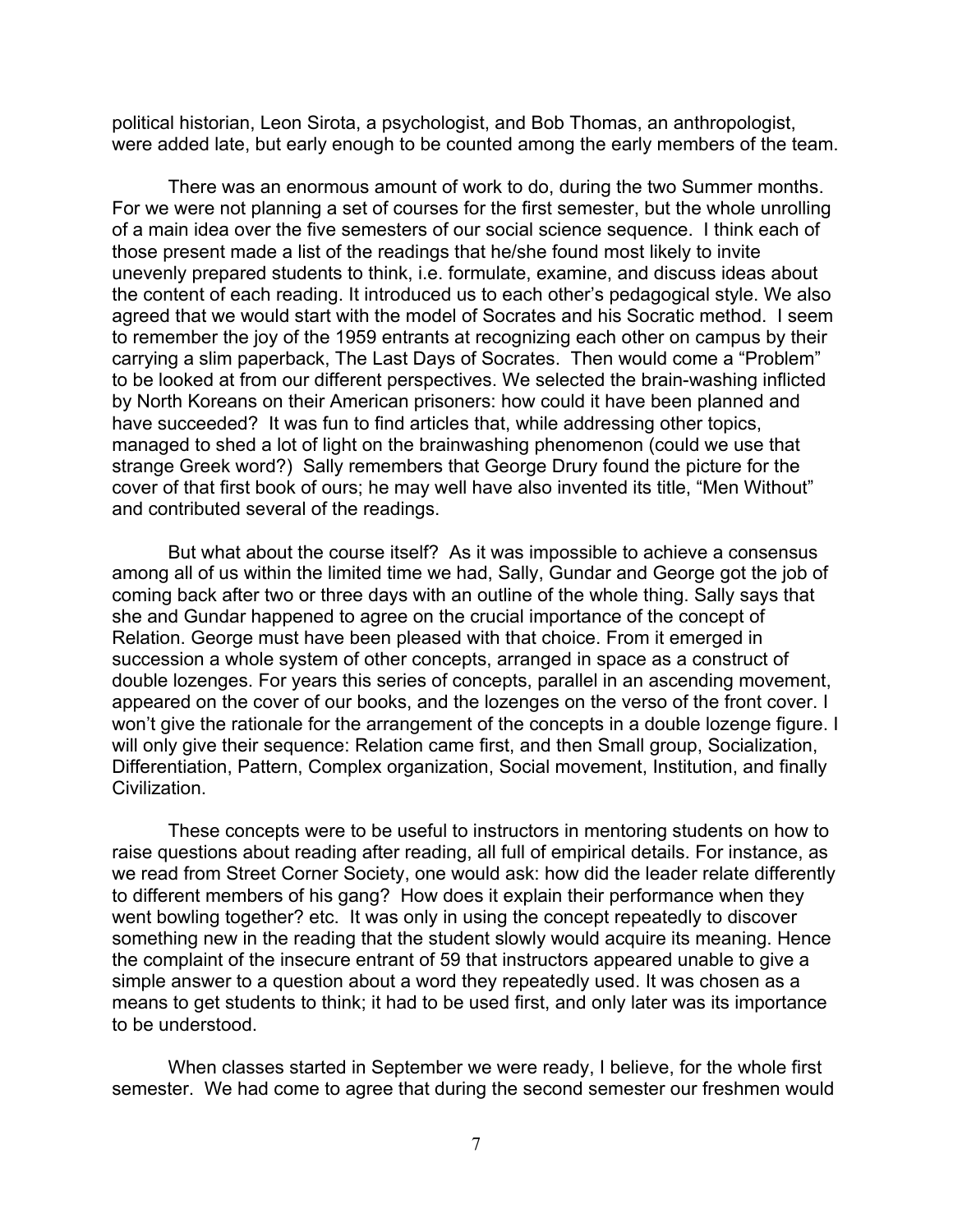political historian, Leon Sirota, a psychologist, and Bob Thomas, an anthropologist, were added late, but early enough to be counted among the early members of the team.

There was an enormous amount of work to do, during the two Summer months. For we were not planning a set of courses for the first semester, but the whole unrolling of a main idea over the five semesters of our social science sequence. I think each of those present made a list of the readings that he/she found most likely to invite unevenly prepared students to think, i.e. formulate, examine, and discuss ideas about the content of each reading. It introduced us to each other's pedagogical style. We also agreed that we would start with the model of Socrates and his Socratic method. I seem to remember the joy of the 1959 entrants at recognizing each other on campus by their carrying a slim paperback, The Last Days of Socrates. Then would come a "Problem" to be looked at from our different perspectives. We selected the brain-washing inflicted by North Koreans on their American prisoners: how could it have been planned and have succeeded? It was fun to find articles that, while addressing other topics, managed to shed a lot of light on the brainwashing phenomenon (could we use that strange Greek word?) Sally remembers that George Drury found the picture for the cover of that first book of ours; he may well have also invented its title, "Men Without" and contributed several of the readings.

But what about the course itself? As it was impossible to achieve a consensus among all of us within the limited time we had, Sally, Gundar and George got the job of coming back after two or three days with an outline of the whole thing. Sally says that she and Gundar happened to agree on the crucial importance of the concept of Relation. George must have been pleased with that choice. From it emerged in succession a whole system of other concepts, arranged in space as a construct of double lozenges. For years this series of concepts, parallel in an ascending movement, appeared on the cover of our books, and the lozenges on the verso of the front cover. I won't give the rationale for the arrangement of the concepts in a double lozenge figure. I will only give their sequence: Relation came first, and then Small group, Socialization, Differentiation, Pattern, Complex organization, Social movement, Institution, and finally Civilization.

These concepts were to be useful to instructors in mentoring students on how to raise questions about reading after reading, all full of empirical details. For instance, as we read from Street Corner Society, one would ask: how did the leader relate differently to different members of his gang? How does it explain their performance when they went bowling together? etc. It was only in using the concept repeatedly to discover something new in the reading that the student slowly would acquire its meaning. Hence the complaint of the insecure entrant of 59 that instructors appeared unable to give a simple answer to a question about a word they repeatedly used. It was chosen as a means to get students to think; it had to be used first, and only later was its importance to be understood.

When classes started in September we were ready, I believe, for the whole first semester. We had come to agree that during the second semester our freshmen would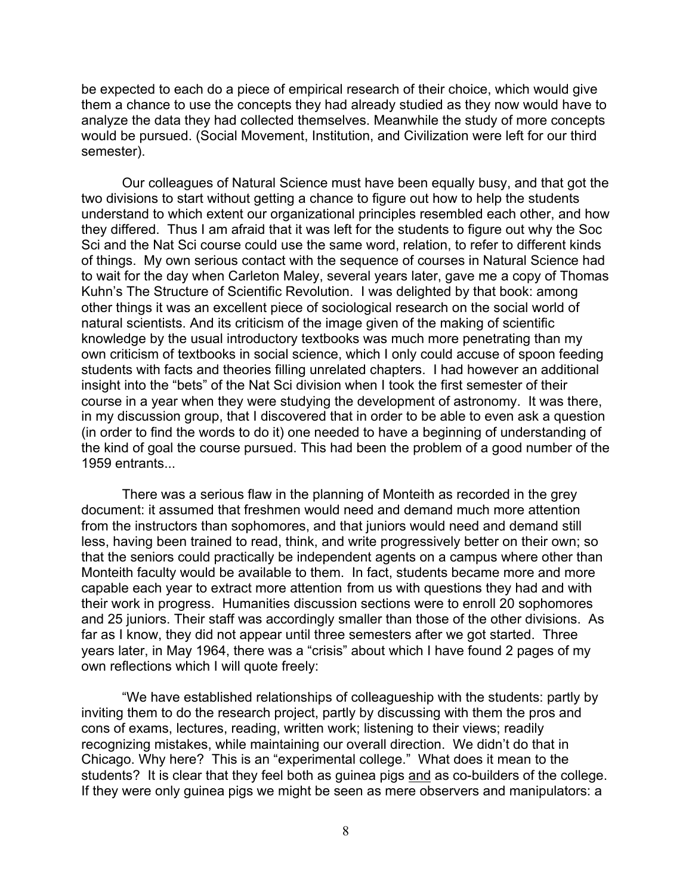be expected to each do a piece of empirical research of their choice, which would give them a chance to use the concepts they had already studied as they now would have to analyze the data they had collected themselves. Meanwhile the study of more concepts would be pursued. (Social Movement, Institution, and Civilization were left for our third semester).

Our colleagues of Natural Science must have been equally busy, and that got the two divisions to start without getting a chance to figure out how to help the students understand to which extent our organizational principles resembled each other, and how they differed. Thus I am afraid that it was left for the students to figure out why the Soc Sci and the Nat Sci course could use the same word, relation, to refer to different kinds of things. My own serious contact with the sequence of courses in Natural Science had to wait for the day when Carleton Maley, several years later, gave me a copy of Thomas Kuhn's The Structure of Scientific Revolution. I was delighted by that book: among other things it was an excellent piece of sociological research on the social world of natural scientists. And its criticism of the image given of the making of scientific knowledge by the usual introductory textbooks was much more penetrating than my own criticism of textbooks in social science, which I only could accuse of spoon feeding students with facts and theories filling unrelated chapters. I had however an additional insight into the "bets" of the Nat Sci division when I took the first semester of their course in a year when they were studying the development of astronomy. It was there, in my discussion group, that I discovered that in order to be able to even ask a question (in order to find the words to do it) one needed to have a beginning of understanding of the kind of goal the course pursued. This had been the problem of a good number of the 1959 entrants...

There was a serious flaw in the planning of Monteith as recorded in the grey document: it assumed that freshmen would need and demand much more attention from the instructors than sophomores, and that juniors would need and demand still less, having been trained to read, think, and write progressively better on their own; so that the seniors could practically be independent agents on a campus where other than Monteith faculty would be available to them. In fact, students became more and more capable each year to extract more attention from us with questions they had and with their work in progress. Humanities discussion sections were to enroll 20 sophomores and 25 juniors. Their staff was accordingly smaller than those of the other divisions. As far as I know, they did not appear until three semesters after we got started. Three years later, in May 1964, there was a "crisis" about which I have found 2 pages of my own reflections which I will quote freely:

"We have established relationships of colleagueship with the students: partly by inviting them to do the research project, partly by discussing with them the pros and cons of exams, lectures, reading, written work; listening to their views; readily recognizing mistakes, while maintaining our overall direction. We didn't do that in Chicago. Why here? This is an "experimental college." What does it mean to the students? It is clear that they feel both as guinea pigs <u>and</u> as co-builders of the college. If they were only guinea pigs we might be seen as mere observers and manipulators: a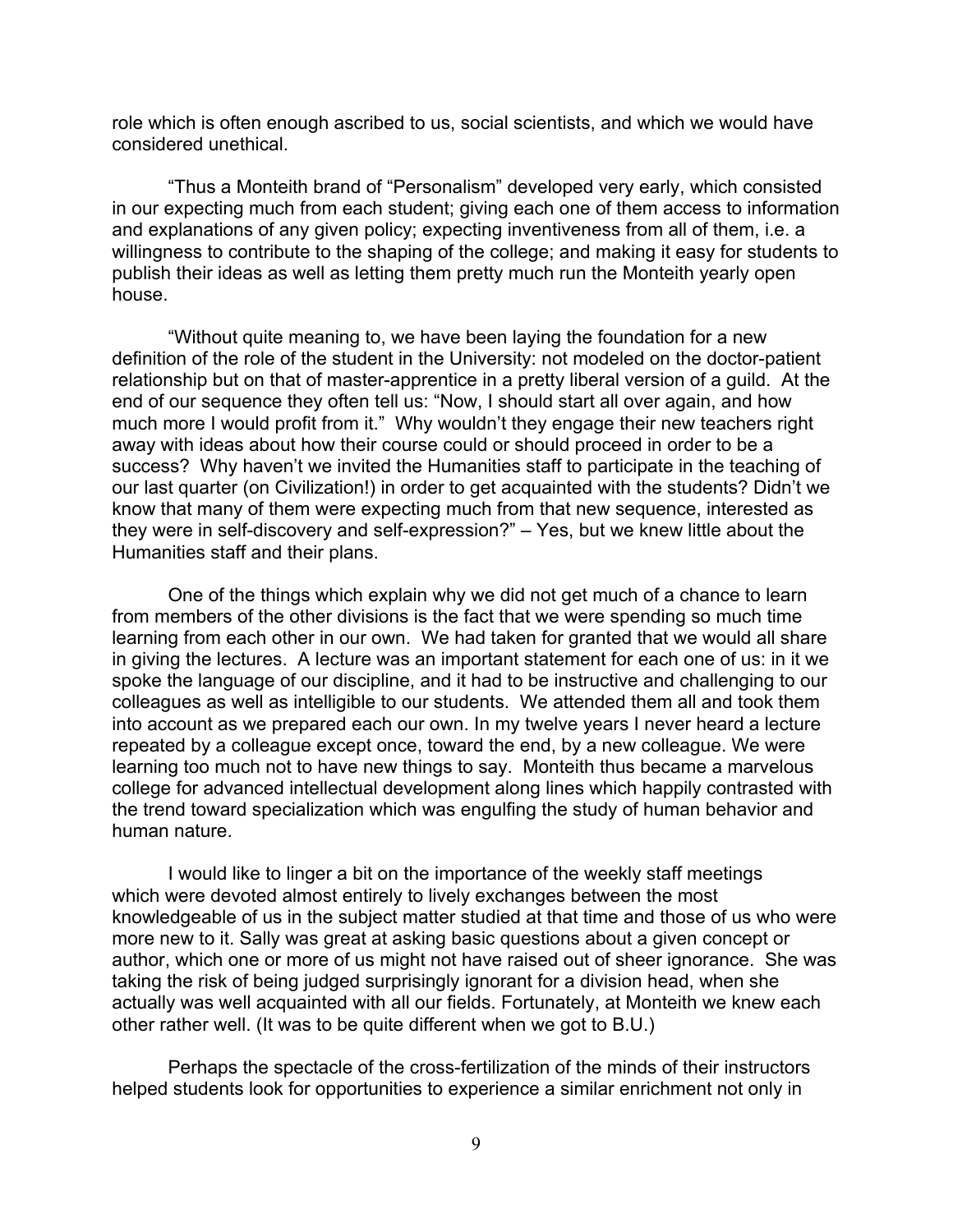role which is often enough ascribed to us, social scientists, and which we would have considered unethical.

"Thus a Monteith brand of "Personalism" developed very early, which consisted in our expecting much from each student; giving each one of them access to information and explanations of any given policy; expecting inventiveness from all of them, i.e. a willingness to contribute to the shaping of the college; and making it easy for students to publish their ideas as well as letting them pretty much run the Monteith yearly open house.

"Without quite meaning to, we have been laying the foundation for a new definition of the role of the student in the University: not modeled on the doctor-patient relationship but on that of master-apprentice in a pretty liberal version of a guild. At the end of our sequence they often tell us: "Now, I should start all over again, and how much more I would profit from it." Why wouldn't they engage their new teachers right away with ideas about how their course could or should proceed in order to be a success? Why haven't we invited the Humanities staff to participate in the teaching of our last quarter (on Civilization!) in order to get acquainted with the students? Didn't we know that many of them were expecting much from that new sequence, interested as they were in self-discovery and self-expression?" – Yes, but we knew little about the Humanities staff and their plans.

One of the things which explain why we did not get much of a chance to learn from members of the other divisions is the fact that we were spending so much time learning from each other in our own. We had taken for granted that we would all share in giving the lectures. A lecture was an important statement for each one of us: in it we spoke the language of our discipline, and it had to be instructive and challenging to our colleagues as well as intelligible to our students. We attended them all and took them into account as we prepared each our own. In my twelve years I never heard a lecture repeated by a colleague except once, toward the end, by a new colleague. We were learning too much not to have new things to say. Monteith thus became a marvelous college for advanced intellectual development along lines which happily contrasted with the trend toward specialization which was engulfing the study of human behavior and human nature.

I would like to linger a bit on the importance of the weekly staff meetings which were devoted almost entirely to lively exchanges between the most knowledgeable of us in the subject matter studied at that time and those of us who were more new to it. Sally was great at asking basic questions about a given concept or author, which one or more of us might not have raised out of sheer ignorance. She was taking the risk of being judged surprisingly ignorant for a division head, when she actually was well acquainted with all our fields. Fortunately, at Monteith we knew each other rather well. (It was to be quite different when we got to B.U.)

Perhaps the spectacle of the cross-fertilization of the minds of their instructors helped students look for opportunities to experience a similar enrichment not only in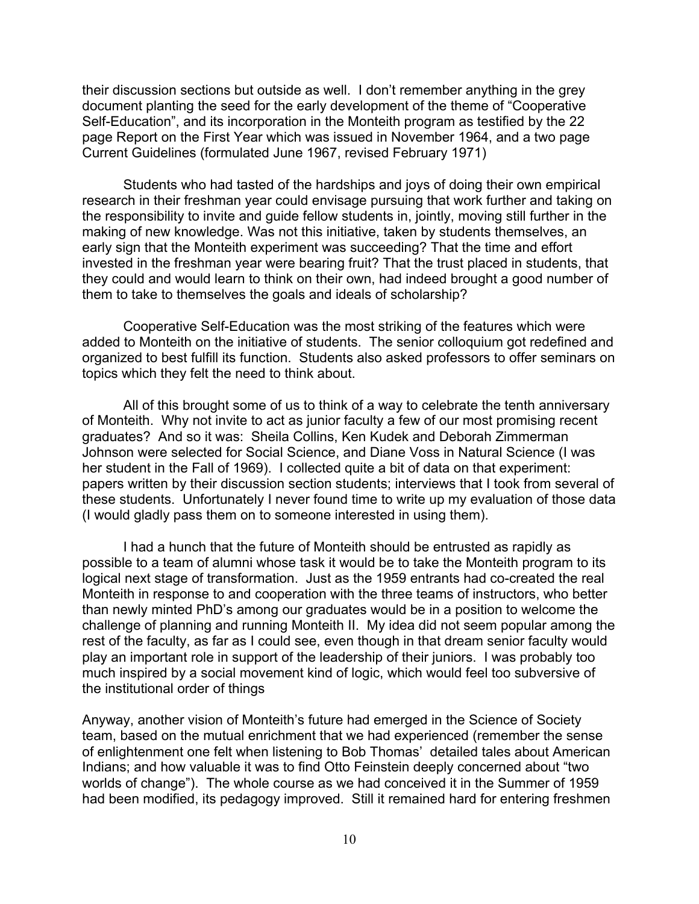their discussion sections but outside as well. I don't remember anything in the grey document planting the seed for the early development of the theme of "Cooperative Self-Education", and its incorporation in the Monteith program as testified by the 22 page Report on the First Year which was issued in November 1964, and a two page Current Guidelines (formulated June 1967, revised February 1971)

Students who had tasted of the hardships and joys of doing their own empirical research in their freshman year could envisage pursuing that work further and taking on the responsibility to invite and guide fellow students in, jointly, moving still further in the making of new knowledge. Was not this initiative, taken by students themselves, an early sign that the Monteith experiment was succeeding? That the time and effort invested in the freshman year were bearing fruit? That the trust placed in students, that they could and would learn to think on their own, had indeed brought a good number of them to take to themselves the goals and ideals of scholarship?

Cooperative Self-Education was the most striking of the features which were added to Monteith on the initiative of students. The senior colloquium got redefined and organized to best fulfill its function. Students also asked professors to offer seminars on topics which they felt the need to think about.

All of this brought some of us to think of a way to celebrate the tenth anniversary of Monteith. Why not invite to act as junior faculty a few of our most promising recent graduates? And so it was: Sheila Collins, Ken Kudek and Deborah Zimmerman Johnson were selected for Social Science, and Diane Voss in Natural Science (I was her student in the Fall of 1969). I collected quite a bit of data on that experiment: papers written by their discussion section students; interviews that I took from several of these students. Unfortunately I never found time to write up my evaluation of those data (I would gladly pass them on to someone interested in using them).

I had a hunch that the future of Monteith should be entrusted as rapidly as possible to a team of alumni whose task it would be to take the Monteith program to its logical next stage of transformation. Just as the 1959 entrants had co-created the real Monteith in response to and cooperation with the three teams of instructors, who better than newly minted PhD's among our graduates would be in a position to welcome the challenge of planning and running Monteith II. My idea did not seem popular among the rest of the faculty, as far as I could see, even though in that dream senior faculty would play an important role in support of the leadership of their juniors. I was probably too much inspired by a social movement kind of logic, which would feel too subversive of the institutional order of things

Anyway, another vision of Monteith's future had emerged in the Science of Society team, based on the mutual enrichment that we had experienced (remember the sense of enlightenment one felt when listening to Bob Thomas' detailed tales about American Indians; and how valuable it was to find Otto Feinstein deeply concerned about "two worlds of change"). The whole course as we had conceived it in the Summer of 1959 had been modified, its pedagogy improved. Still it remained hard for entering freshmen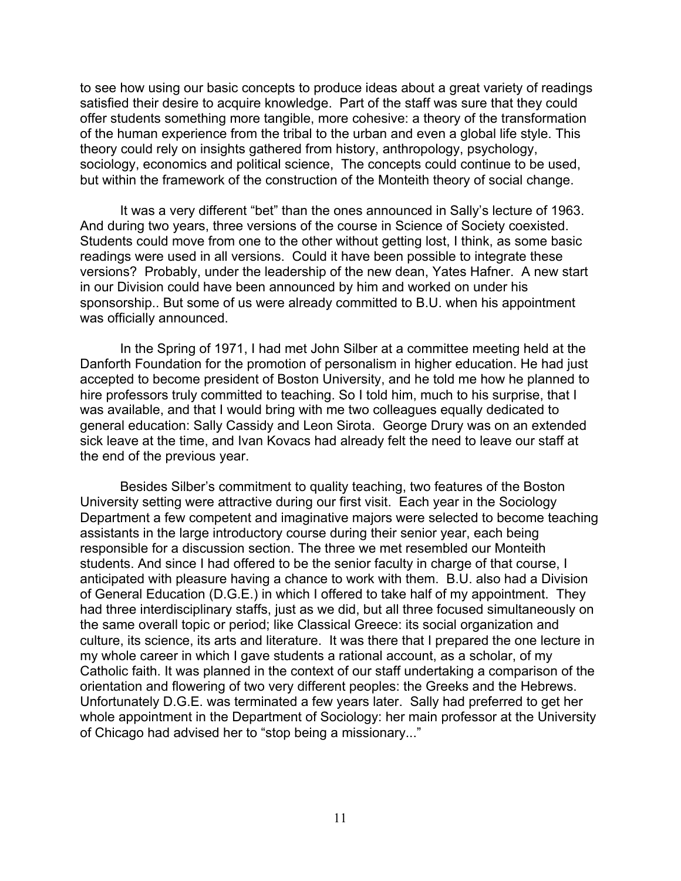to see how using our basic concepts to produce ideas about a great variety of readings satisfied their desire to acquire knowledge. Part of the staff was sure that they could offer students something more tangible, more cohesive: a theory of the transformation of the human experience from the tribal to the urban and even a global life style. This theory could rely on insights gathered from history, anthropology, psychology, sociology, economics and political science, The concepts could continue to be used, but within the framework of the construction of the Monteith theory of social change.

It was a very different "bet" than the ones announced in Sally's lecture of 1963. And during two years, three versions of the course in Science of Society coexisted. Students could move from one to the other without getting lost, I think, as some basic readings were used in all versions. Could it have been possible to integrate these versions? Probably, under the leadership of the new dean, Yates Hafner. A new start in our Division could have been announced by him and worked on under his sponsorship.. But some of us were already committed to B.U. when his appointment was officially announced.

In the Spring of 1971, I had met John Silber at a committee meeting held at the Danforth Foundation for the promotion of personalism in higher education. He had just accepted to become president of Boston University, and he told me how he planned to hire professors truly committed to teaching. So I told him, much to his surprise, that I was available, and that I would bring with me two colleagues equally dedicated to general education: Sally Cassidy and Leon Sirota. George Drury was on an extended sick leave at the time, and Ivan Kovacs had already felt the need to leave our staff at the end of the previous year.

Besides Silber's commitment to quality teaching, two features of the Boston University setting were attractive during our first visit. Each year in the Sociology Department a few competent and imaginative majors were selected to become teaching assistants in the large introductory course during their senior year, each being responsible for a discussion section. The three we met resembled our Monteith students. And since I had offered to be the senior faculty in charge of that course, I anticipated with pleasure having a chance to work with them. B.U. also had a Division of General Education (D.G.E.) in which I offered to take half of my appointment. They had three interdisciplinary staffs, just as we did, but all three focused simultaneously on the same overall topic or period; like Classical Greece: its social organization and culture, its science, its arts and literature. It was there that I prepared the one lecture in my whole career in which I gave students a rational account, as a scholar, of my Catholic faith. It was planned in the context of our staff undertaking a comparison of the orientation and flowering of two very different peoples: the Greeks and the Hebrews. Unfortunately D.G.E. was terminated a few years later. Sally had preferred to get her whole appointment in the Department of Sociology: her main professor at the University of Chicago had advised her to "stop being a missionary..."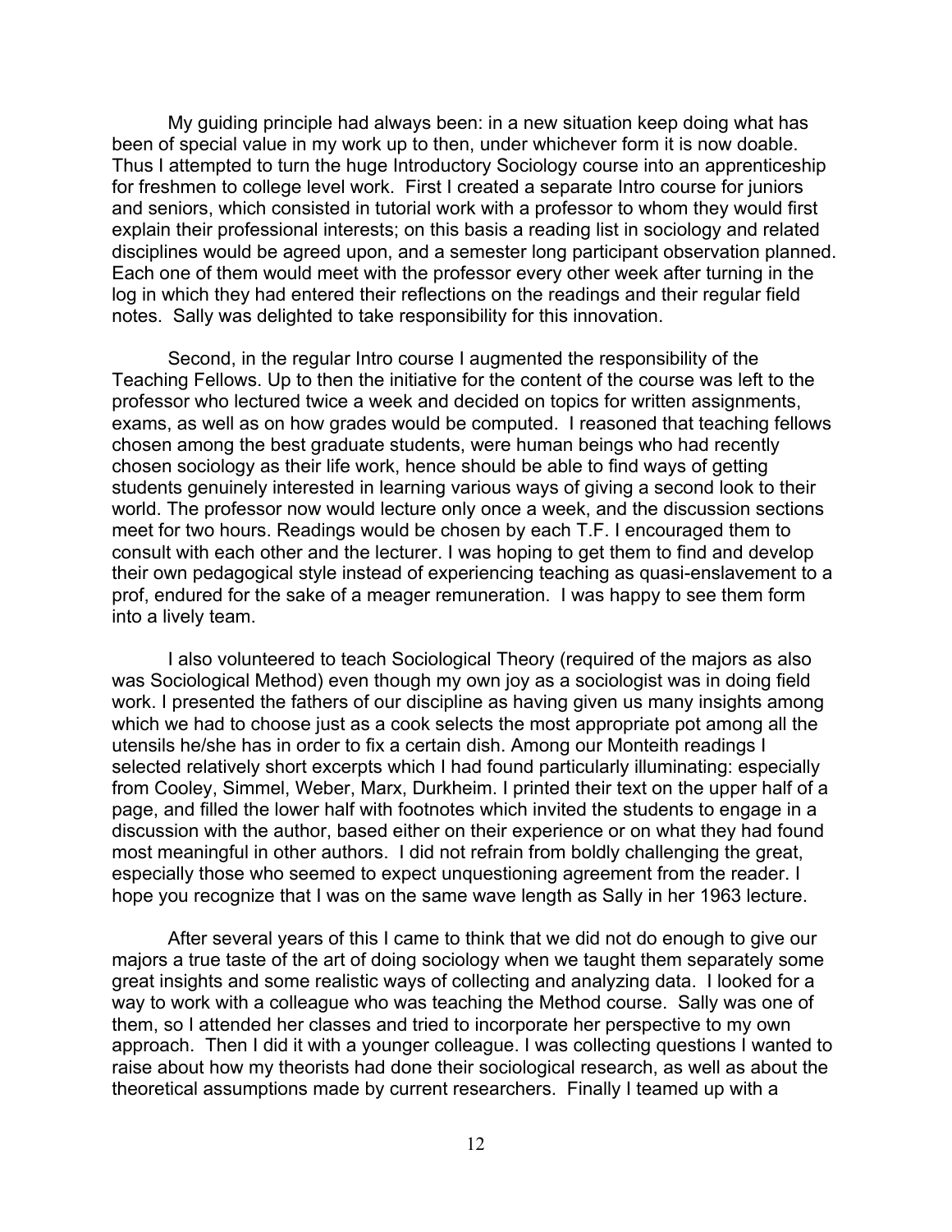My guiding principle had always been: in a new situation keep doing what has been of special value in my work up to then, under whichever form it is now doable. Thus I attempted to turn the huge Introductory Sociology course into an apprenticeship for freshmen to college level work. First I created a separate Intro course for juniors and seniors, which consisted in tutorial work with a professor to whom they would first explain their professional interests; on this basis a reading list in sociology and related disciplines would be agreed upon, and a semester long participant observation planned. Each one of them would meet with the professor every other week after turning in the log in which they had entered their reflections on the readings and their regular field notes. Sally was delighted to take responsibility for this innovation.

Second, in the regular Intro course I augmented the responsibility of the Teaching Fellows. Up to then the initiative for the content of the course was left to the professor who lectured twice a week and decided on topics for written assignments, exams, as well as on how grades would be computed. I reasoned that teaching fellows chosen among the best graduate students, were human beings who had recently chosen sociology as their life work, hence should be able to find ways of getting students genuinely interested in learning various ways of giving a second look to their world. The professor now would lecture only once a week, and the discussion sections meet for two hours. Readings would be chosen by each T.F. I encouraged them to consult with each other and the lecturer. I was hoping to get them to find and develop their own pedagogical style instead of experiencing teaching as quasi-enslavement to a prof, endured for the sake of a meager remuneration. I was happy to see them form into a lively team.

I also volunteered to teach Sociological Theory (required of the majors as also was Sociological Method) even though my own joy as a sociologist was in doing field work. I presented the fathers of our discipline as having given us many insights among which we had to choose just as a cook selects the most appropriate pot among all the utensils he/she has in order to fix a certain dish. Among our Monteith readings I selected relatively short excerpts which I had found particularly illuminating: especially from Cooley, Simmel, Weber, Marx, Durkheim. I printed their text on the upper half of a page, and filled the lower half with footnotes which invited the students to engage in a discussion with the author, based either on their experience or on what they had found most meaningful in other authors. I did not refrain from boldly challenging the great, especially those who seemed to expect unquestioning agreement from the reader. I hope you recognize that I was on the same wave length as Sally in her 1963 lecture.

After several years of this I came to think that we did not do enough to give our majors a true taste of the art of doing sociology when we taught them separately some great insights and some realistic ways of collecting and analyzing data. I looked for a way to work with a colleague who was teaching the Method course. Sally was one of them, so I attended her classes and tried to incorporate her perspective to my own approach. Then I did it with a younger colleague. I was collecting questions I wanted to raise about how my theorists had done their sociological research, as well as about the theoretical assumptions made by current researchers. Finally I teamed up with a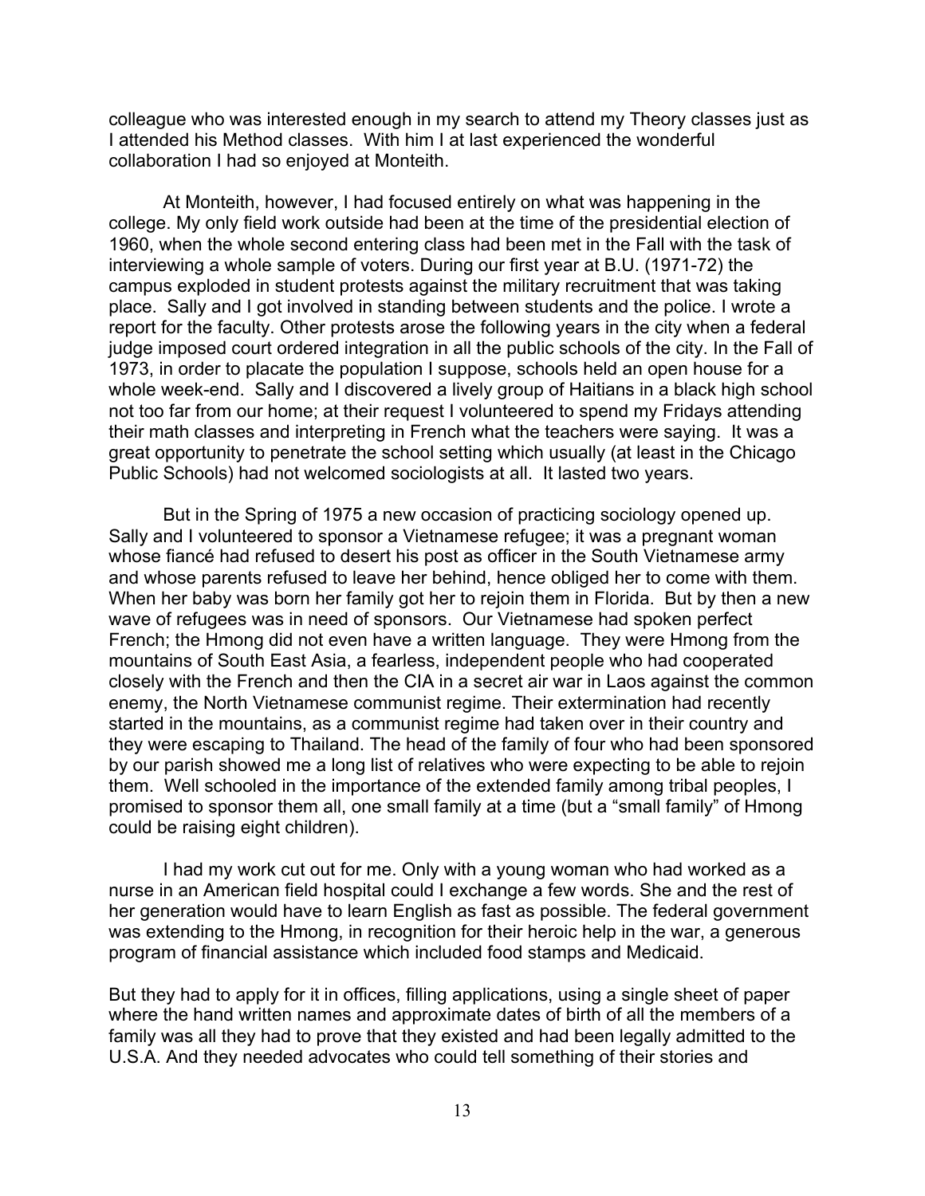colleague who was interested enough in my search to attend my Theory classes just as I attended his Method classes. With him I at last experienced the wonderful collaboration I had so enjoyed at Monteith.

At Monteith, however, I had focused entirely on what was happening in the college. My only field work outside had been at the time of the presidential election of 1960, when the whole second entering class had been met in the Fall with the task of interviewing a whole sample of voters. During our first year at B.U. (1971-72) the campus exploded in student protests against the military recruitment that was taking place. Sally and I got involved in standing between students and the police. I wrote a report for the faculty. Other protests arose the following years in the city when a federal judge imposed court ordered integration in all the public schools of the city. In the Fall of 1973, in order to placate the population I suppose, schools held an open house for a whole week-end. Sally and I discovered a lively group of Haitians in a black high school not too far from our home; at their request I volunteered to spend my Fridays attending their math classes and interpreting in French what the teachers were saying. It was a great opportunity to penetrate the school setting which usually (at least in the Chicago Public Schools) had not welcomed sociologists at all. It lasted two years.

But in the Spring of 1975 a new occasion of practicing sociology opened up. Sally and I volunteered to sponsor a Vietnamese refugee; it was a pregnant woman whose fiancé had refused to desert his post as officer in the South Vietnamese army and whose parents refused to leave her behind, hence obliged her to come with them. When her baby was born her family got her to rejoin them in Florida. But by then a new wave of refugees was in need of sponsors. Our Vietnamese had spoken perfect French; the Hmong did not even have a written language. They were Hmong from the mountains of South East Asia, a fearless, independent people who had cooperated closely with the French and then the CIA in a secret air war in Laos against the common enemy, the North Vietnamese communist regime. Their extermination had recently started in the mountains, as a communist regime had taken over in their country and they were escaping to Thailand. The head of the family of four who had been sponsored by our parish showed me a long list of relatives who were expecting to be able to rejoin them. Well schooled in the importance of the extended family among tribal peoples, I promised to sponsor them all, one small family at a time (but a "small family" of Hmong could be raising eight children).

I had my work cut out for me. Only with a young woman who had worked as a nurse in an American field hospital could I exchange a few words. She and the rest of her generation would have to learn English as fast as possible. The federal government was extending to the Hmong, in recognition for their heroic help in the war, a generous program of financial assistance which included food stamps and Medicaid.

But they had to apply for it in offices, filling applications, using a single sheet of paper where the hand written names and approximate dates of birth of all the members of a family was all they had to prove that they existed and had been legally admitted to the U.S.A. And they needed advocates who could tell something of their stories and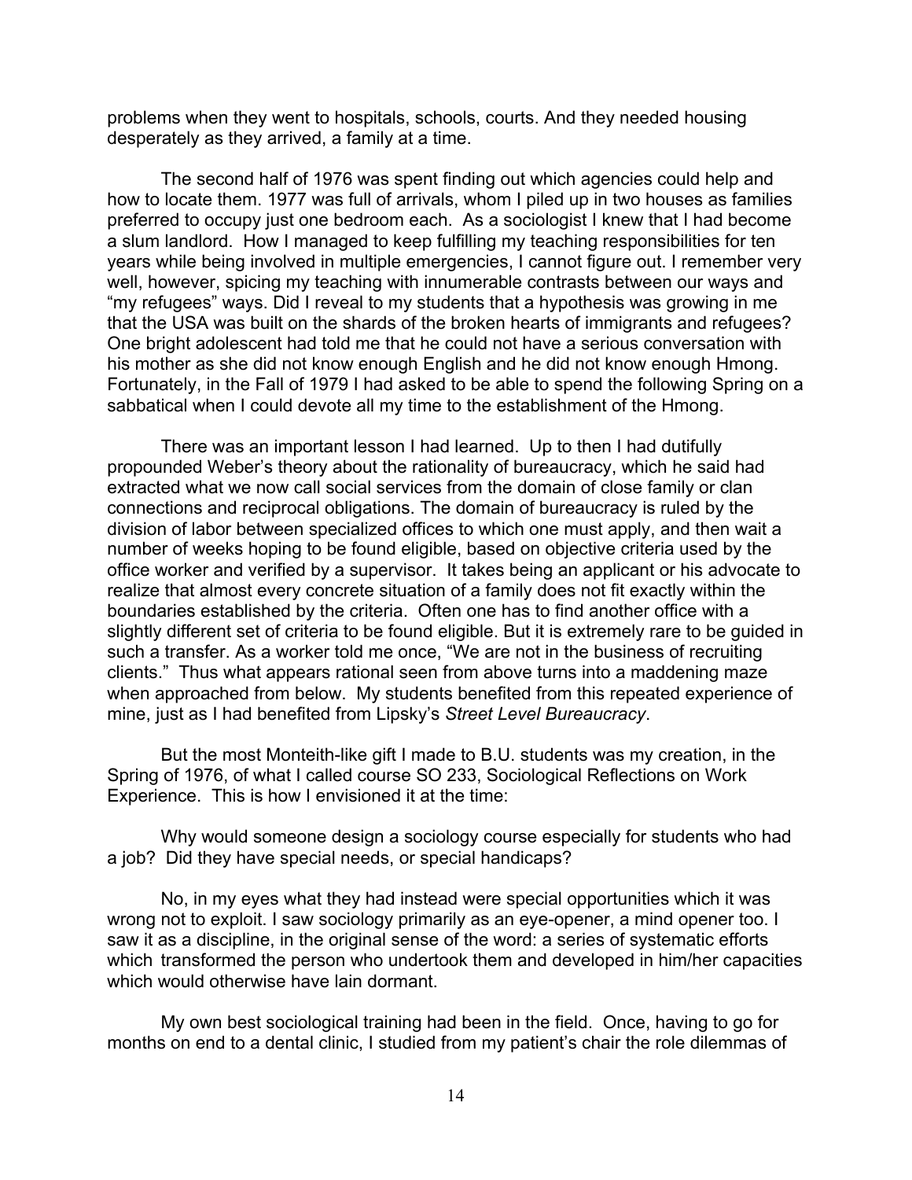problems when they went to hospitals, schools, courts. And they needed housing desperately as they arrived, a family at a time.

The second half of 1976 was spent finding out which agencies could help and how to locate them. 1977 was full of arrivals, whom I piled up in two houses as families preferred to occupy just one bedroom each. As a sociologist I knew that I had become a slum landlord. How I managed to keep fulfilling my teaching responsibilities for ten years while being involved in multiple emergencies, I cannot figure out. I remember very well, however, spicing my teaching with innumerable contrasts between our ways and "my refugees" ways. Did I reveal to my students that a hypothesis was growing in me that the USA was built on the shards of the broken hearts of immigrants and refugees? One bright adolescent had told me that he could not have a serious conversation with his mother as she did not know enough English and he did not know enough Hmong. Fortunately, in the Fall of 1979 I had asked to be able to spend the following Spring on a sabbatical when I could devote all my time to the establishment of the Hmong.

There was an important lesson I had learned. Up to then I had dutifully propounded Weber's theory about the rationality of bureaucracy, which he said had extracted what we now call social services from the domain of close family or clan connections and reciprocal obligations. The domain of bureaucracy is ruled by the division of labor between specialized offices to which one must apply, and then wait a number of weeks hoping to be found eligible, based on objective criteria used by the office worker and verified by a supervisor. It takes being an applicant or his advocate to realize that almost every concrete situation of a family does not fit exactly within the boundaries established by the criteria. Often one has to find another office with a slightly different set of criteria to be found eligible. But it is extremely rare to be guided in such a transfer. As a worker told me once, "We are not in the business of recruiting clients." Thus what appears rational seen from above turns into a maddening maze when approached from below. My students benefited from this repeated experience of mine, just as I had benefited from Lipsky's *Street Level Bureaucracy*.

But the most Monteith-like gift I made to B.U. students was my creation, in the Spring of 1976, of what I called course SO 233, Sociological Reflections on Work Experience. This is how I envisioned it at the time:

Why would someone design a sociology course especially for students who had a job? Did they have special needs, or special handicaps?

No, in my eyes what they had instead were special opportunities which it was wrong not to exploit. I saw sociology primarily as an eye-opener, a mind opener too. I saw it as a discipline, in the original sense of the word: a series of systematic efforts which transformed the person who undertook them and developed in him/her capacities which would otherwise have lain dormant.

My own best sociological training had been in the field. Once, having to go for months on end to a dental clinic, I studied from my patient's chair the role dilemmas of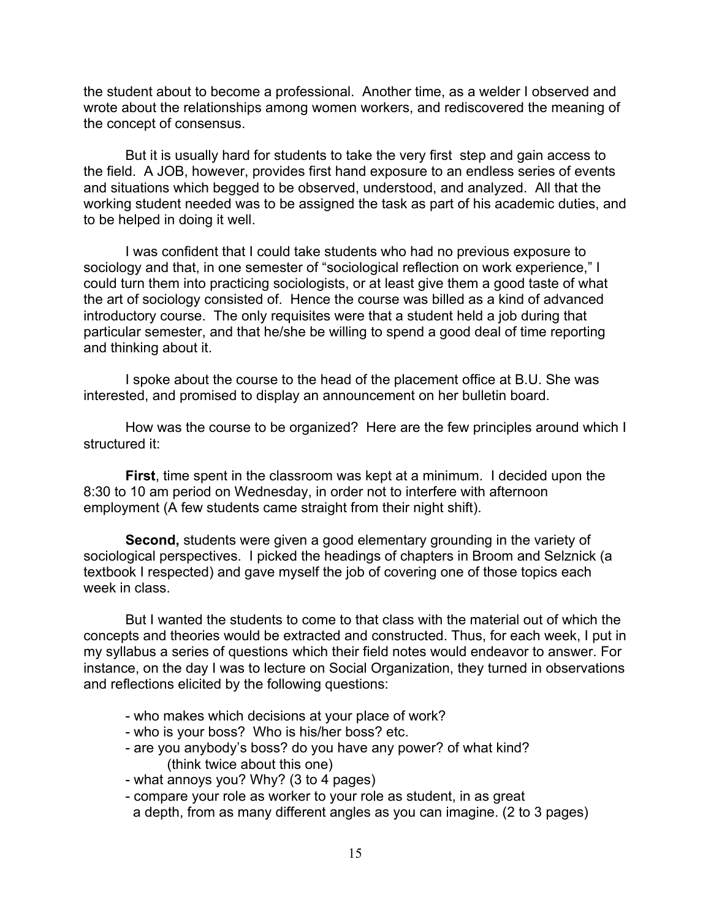the student about to become a professional. Another time, as a welder I observed and wrote about the relationships among women workers, and rediscovered the meaning of the concept of consensus.

But it is usually hard for students to take the very first step and gain access to the field. A JOB, however, provides first hand exposure to an endless series of events and situations which begged to be observed, understood, and analyzed. All that the working student needed was to be assigned the task as part of his academic duties, and to be helped in doing it well.

I was confident that I could take students who had no previous exposure to sociology and that, in one semester of "sociological reflection on work experience," I could turn them into practicing sociologists, or at least give them a good taste of what the art of sociology consisted of. Hence the course was billed as a kind of advanced introductory course. The only requisites were that a student held a job during that particular semester, and that he/she be willing to spend a good deal of time reporting and thinking about it.

I spoke about the course to the head of the placement office at B.U. She was interested, and promised to display an announcement on her bulletin board.

How was the course to be organized? Here are the few principles around which I structured it:

**First**, time spent in the classroom was kept at a minimum. I decided upon the 8:30 to 10 am period on Wednesday, in order not to interfere with afternoon employment (A few students came straight from their night shift).

**Second,** students were given a good elementary grounding in the variety of sociological perspectives. I picked the headings of chapters in Broom and Selznick (a textbook I respected) and gave myself the job of covering one of those topics each week in class.

But I wanted the students to come to that class with the material out of which the concepts and theories would be extracted and constructed. Thus, for each week, I put in my syllabus a series of questions which their field notes would endeavor to answer. For instance, on the day I was to lecture on Social Organization, they turned in observations and reflections elicited by the following questions:

- who makes which decisions at your place of work?
- who is your boss? Who is his/her boss? etc.
- are you anybody's boss? do you have any power? of what kind? (think twice about this one)
- what annoys you? Why? (3 to 4 pages)
- compare your role as worker to your role as student, in as great a depth, from as many different angles as you can imagine. (2 to 3 pages)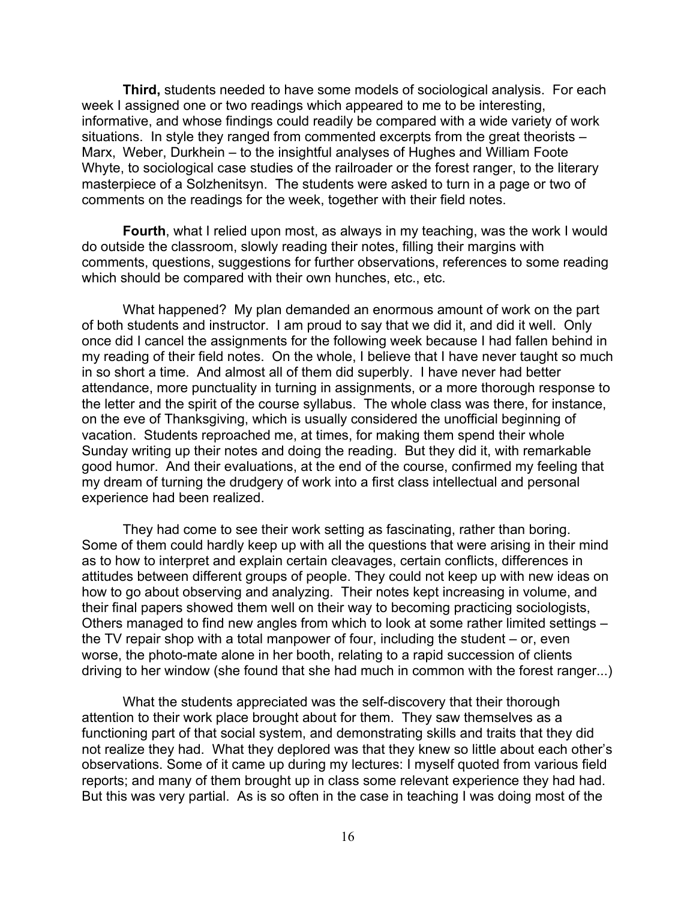**Third,** students needed to have some models of sociological analysis. For each week I assigned one or two readings which appeared to me to be interesting, informative, and whose findings could readily be compared with a wide variety of work situations. In style they ranged from commented excerpts from the great theorists – Marx, Weber, Durkhein – to the insightful analyses of Hughes and William Foote Whyte, to sociological case studies of the railroader or the forest ranger, to the literary masterpiece of a Solzhenitsyn. The students were asked to turn in a page or two of comments on the readings for the week, together with their field notes.

**Fourth**, what I relied upon most, as always in my teaching, was the work I would do outside the classroom, slowly reading their notes, filling their margins with comments, questions, suggestions for further observations, references to some reading which should be compared with their own hunches, etc., etc.

What happened? My plan demanded an enormous amount of work on the part of both students and instructor. I am proud to say that we did it, and did it well. Only once did I cancel the assignments for the following week because I had fallen behind in my reading of their field notes. On the whole, I believe that I have never taught so much in so short a time. And almost all of them did superbly. I have never had better attendance, more punctuality in turning in assignments, or a more thorough response to the letter and the spirit of the course syllabus. The whole class was there, for instance, on the eve of Thanksgiving, which is usually considered the unofficial beginning of vacation. Students reproached me, at times, for making them spend their whole Sunday writing up their notes and doing the reading. But they did it, with remarkable good humor. And their evaluations, at the end of the course, confirmed my feeling that my dream of turning the drudgery of work into a first class intellectual and personal experience had been realized.

They had come to see their work setting as fascinating, rather than boring. Some of them could hardly keep up with all the questions that were arising in their mind as to how to interpret and explain certain cleavages, certain conflicts, differences in attitudes between different groups of people. They could not keep up with new ideas on how to go about observing and analyzing. Their notes kept increasing in volume, and their final papers showed them well on their way to becoming practicing sociologists, Others managed to find new angles from which to look at some rather limited settings – the TV repair shop with a total manpower of four, including the student – or, even worse, the photo-mate alone in her booth, relating to a rapid succession of clients driving to her window (she found that she had much in common with the forest ranger...)

What the students appreciated was the self-discovery that their thorough attention to their work place brought about for them. They saw themselves as a functioning part of that social system, and demonstrating skills and traits that they did not realize they had. What they deplored was that they knew so little about each other's observations. Some of it came up during my lectures: I myself quoted from various field reports; and many of them brought up in class some relevant experience they had had. But this was very partial. As is so often in the case in teaching I was doing most of the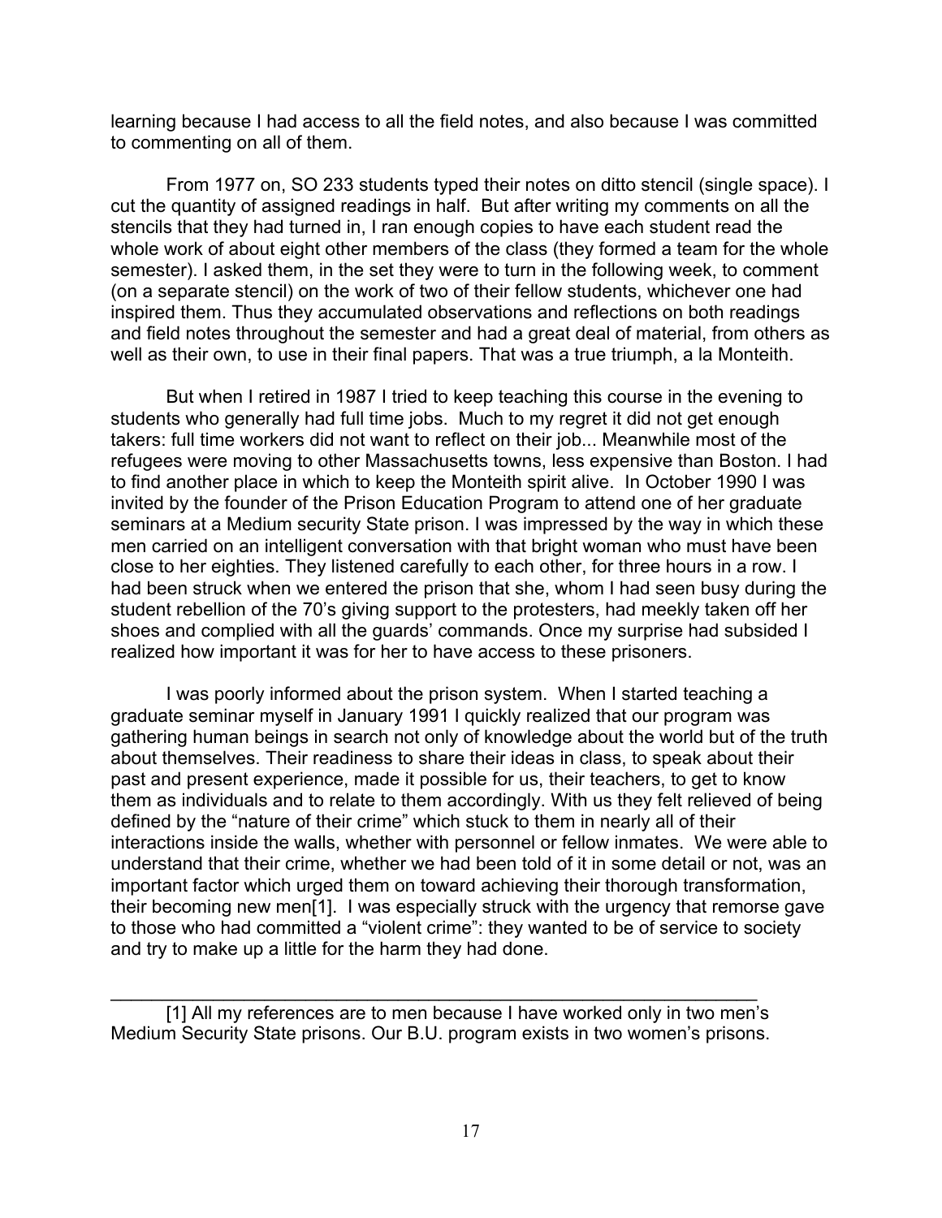learning because I had access to all the field notes, and also because I was committed to commenting on all of them.

From 1977 on, SO 233 students typed their notes on ditto stencil (single space). I cut the quantity of assigned readings in half. But after writing my comments on all the stencils that they had turned in, I ran enough copies to have each student read the whole work of about eight other members of the class (they formed a team for the whole semester). I asked them, in the set they were to turn in the following week, to comment (on a separate stencil) on the work of two of their fellow students, whichever one had inspired them. Thus they accumulated observations and reflections on both readings and field notes throughout the semester and had a great deal of material, from others as well as their own, to use in their final papers. That was a true triumph, a la Monteith.

But when I retired in 1987 I tried to keep teaching this course in the evening to students who generally had full time jobs. Much to my regret it did not get enough takers: full time workers did not want to reflect on their job... Meanwhile most of the refugees were moving to other Massachusetts towns, less expensive than Boston. I had to find another place in which to keep the Monteith spirit alive. In October 1990 I was invited by the founder of the Prison Education Program to attend one of her graduate seminars at a Medium security State prison. I was impressed by the way in which these men carried on an intelligent conversation with that bright woman who must have been close to her eighties. They listened carefully to each other, for three hours in a row. I had been struck when we entered the prison that she, whom I had seen busy during the student rebellion of the 70's giving support to the protesters, had meekly taken off her shoes and complied with all the guards' commands. Once my surprise had subsided I realized how important it was for her to have access to these prisoners.

I was poorly informed about the prison system. When I started teaching a graduate seminar myself in January 1991 I quickly realized that our program was gathering human beings in search not only of knowledge about the world but of the truth about themselves. Their readiness to share their ideas in class, to speak about their past and present experience, made it possible for us, their teachers, to get to know them as individuals and to relate to them accordingly. With us they felt relieved of being defined by the "nature of their crime" which stuck to them in nearly all of their interactions inside the walls, whether with personnel or fellow inmates. We were able to understand that their crime, whether we had been told of it in some detail or not, was an important factor which urged them on toward achieving their thorough transformation, their becoming new men[1]. I was especially struck with the urgency that remorse gave to those who had committed a "violent crime": they wanted to be of service to society and try to make up a little for the harm they had done.

---

[1] All my references are to men because I have worked only in two men's Medium Security State prisons. Our B.U. program exists in two women's prisons.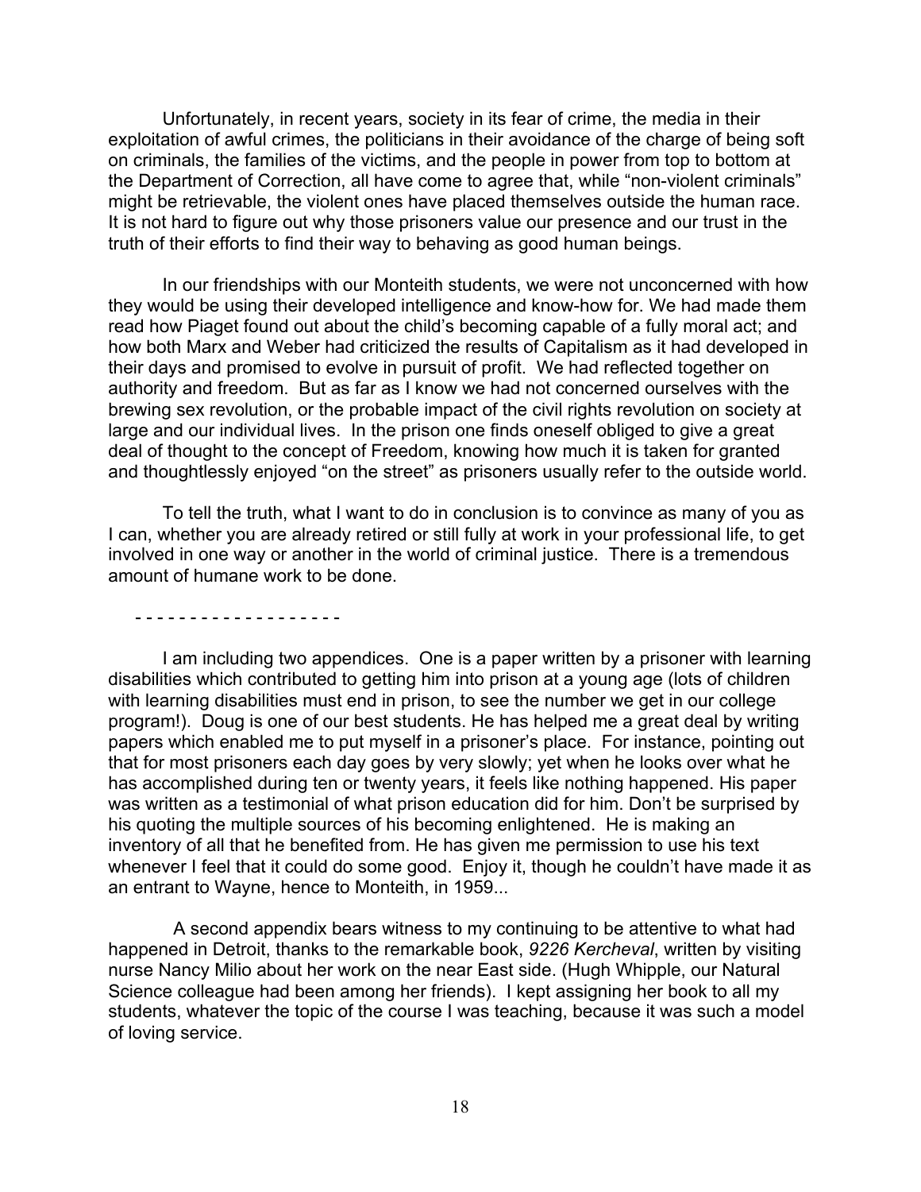Unfortunately, in recent years, society in its fear of crime, the media in their exploitation of awful crimes, the politicians in their avoidance of the charge of being soft on criminals, the families of the victims, and the people in power from top to bottom at the Department of Correction, all have come to agree that, while "non-violent criminals" might be retrievable, the violent ones have placed themselves outside the human race. It is not hard to figure out why those prisoners value our presence and our trust in the truth of their efforts to find their way to behaving as good human beings.

In our friendships with our Monteith students, we were not unconcerned with how they would be using their developed intelligence and know-how for. We had made them read how Piaget found out about the child's becoming capable of a fully moral act; and how both Marx and Weber had criticized the results of Capitalism as it had developed in their days and promised to evolve in pursuit of profit. We had reflected together on authority and freedom. But as far as I know we had not concerned ourselves with the brewing sex revolution, or the probable impact of the civil rights revolution on society at large and our individual lives. In the prison one finds oneself obliged to give a great deal of thought to the concept of Freedom, knowing how much it is taken for granted and thoughtlessly enjoyed "on the street" as prisoners usually refer to the outside world.

To tell the truth, what I want to do in conclusion is to convince as many of you as I can, whether you are already retired or still fully at work in your professional life, to get involved in one way or another in the world of criminal justice. There is a tremendous amount of humane work to be done.

- - - - - - - - - - - - - - - - - - -

I am including two appendices. One is a paper written by a prisoner with learning disabilities which contributed to getting him into prison at a young age (lots of children with learning disabilities must end in prison, to see the number we get in our college program!). Doug is one of our best students. He has helped me a great deal by writing papers which enabled me to put myself in a prisoner's place. For instance, pointing out that for most prisoners each day goes by very slowly; yet when he looks over what he has accomplished during ten or twenty years, it feels like nothing happened. His paper was written as a testimonial of what prison education did for him. Don't be surprised by his quoting the multiple sources of his becoming enlightened. He is making an inventory of all that he benefited from. He has given me permission to use his text whenever I feel that it could do some good. Enjoy it, though he couldn't have made it as an entrant to Wayne, hence to Monteith, in 1959...

A second appendix bears witness to my continuing to be attentive to what had happened in Detroit, thanks to the remarkable book, *9226 Kercheval*, written by visiting nurse Nancy Milio about her work on the near East side. (Hugh Whipple, our Natural Science colleague had been among her friends). I kept assigning her book to all my students, whatever the topic of the course I was teaching, because it was such a model of loving service.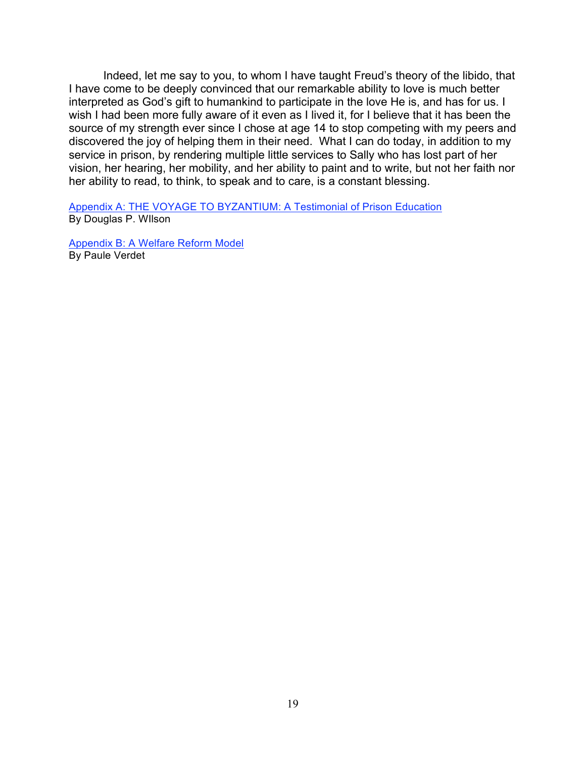Indeed, let me say to you, to whom I have taught Freud's theory of the libido, that I have come to be deeply convinced that our remarkable ability to love is much better interpreted as God's gift to humankind to participate in the love He is, and has for us. I wish I had been more fully aware of it even as I lived it, for I believe that it has been the source of my strength ever since I chose at age 14 to stop competing with my peers and discovered the joy of helping them in their need. What I can do today, in addition to my service in prison, by rendering multiple little services to Sally who has lost part of her vision, her hearing, her mobility, and her ability to paint and to write, but not her faith nor her ability to read, to think, to speak and to care, is a constant blessing.

Appendix A: THE VOYAGE TO BYZANTIUM: A Testimonial of Prison Education
By Douglas P. WIlson

Appendix B: A Welfare Reform Model
By Paule Verdet